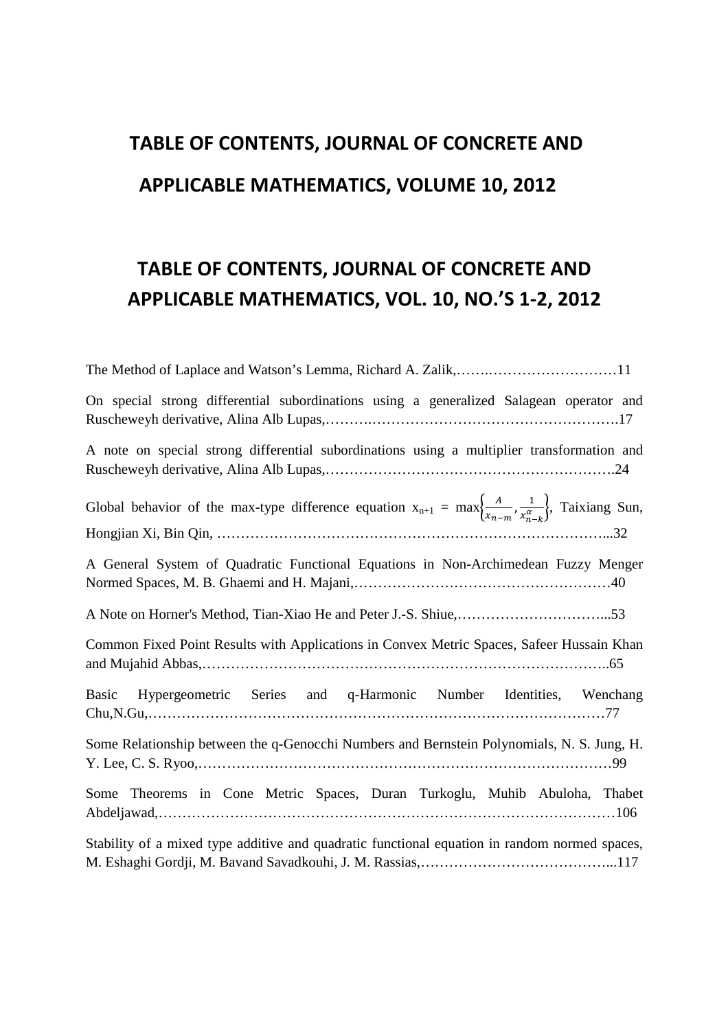# TABLE OF CONTENTS, JOURNAL OF CONCRETE AND APPLICABLE MATHEMATICS, VOLUME 10, 2012

## TABLE OF CONTENTS, JOURNAL OF CONCRETE AND APPLICABLE MATHEMATICS, VOL. 10, NO.'S 1-2, 2012

The Method of Laplace and Watson's Lemma, Richard A. Zalik,……………………………11

On special strong differential subordinations using a generalized Salagean operator and Ruscheweyh derivative, Alina Alb Lupas,……………………………………………………17

A note on special strong differential subordinations using a multiplier transformation and Ruscheweyh derivative, Alina Alb Lupas,……………………………………………………24

Global behavior of the max-type difference equation $x_{n+1} = \max\left\{\frac{A}{x_{n-m}}, \frac{1}{x_{n-k}^{\alpha}}\right\}$, Taixiang Sun, Hongjian Xi, Bin Qin, ……………………………………………………………………...32

A General System of Quadratic Functional Equations in Non-Archimedean Fuzzy Menger Normed Spaces, M. B. Ghaemi and H. Majani,………………………………………………40

A Note on Horner's Method, Tian-Xiao He and Peter J.-S. Shiue,…………………………...53

Common Fixed Point Results with Applications in Convex Metric Spaces, Safeer Hussain Khan and Mujahid Abbas,…………………………………………………………………………..65

Basic Hypergeometric Series and q-Harmonic Number Identities, Wenchang Chu,N.Gu,……………………………………………………………………………………77

Some Relationship between the q-Genocchi Numbers and Bernstein Polynomials, N. S. Jung, H. Y. Lee, C. S. Ryoo,……………………………………………………………………………99

Some Theorems in Cone Metric Spaces, Duran Turkoglu, Muhib Abuloha, Thabet Abdeljawad,……………………………………………………………………………………106

Stability of a mixed type additive and quadratic functional equation in random normed spaces, M. Eshaghi Gordji, M. Bavand Savadkouhi, J. M. Rassias,…………………………………...117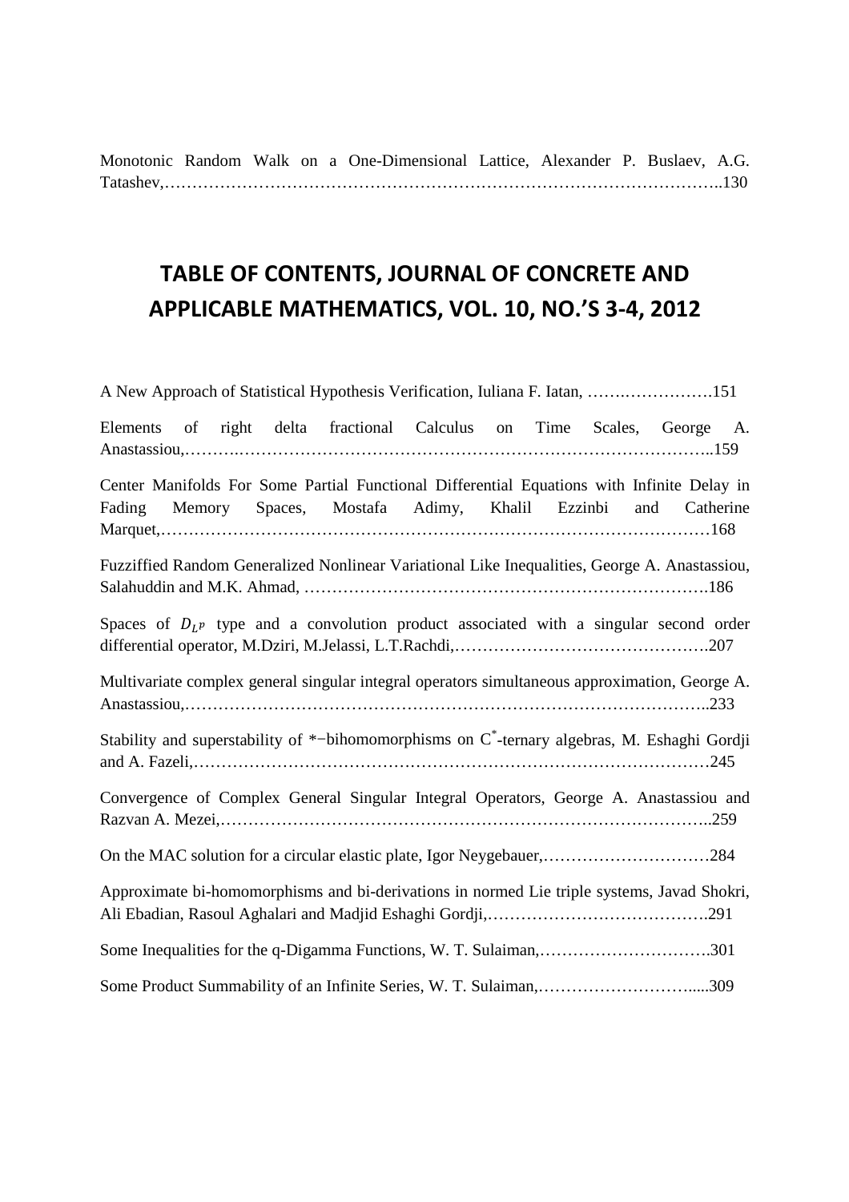Monotonic Random Walk on a One-Dimensional Lattice, Alexander P. Buslaev, A.G. Tatashev,…………………………………………………………………………………………..130

# TABLE OF CONTENTS, JOURNAL OF CONCRETE AND APPLICABLE MATHEMATICS, VOL. 10, NO.'S 3-4, 2012

A New Approach of Statistical Hypothesis Verification, Iuliana F. Iatan, …….……………151

Elements of right delta fractional Calculus on Time Scales, George A. Anastassiou,……….……………………………………………………………………..159

Center Manifolds For Some Partial Functional Differential Equations with Infinite Delay in Fading Memory Spaces, Mostafa Adimy, Khalil Ezzinbi and Catherine Marquet,………………………………………………………………………………………168

Fuzziffied Random Generalized Nonlinear Variational Like Inequalities, George A. Anastassiou, Salahuddin and M.K. Ahmad, ……………………………………………………………….186

Spaces of $D_{L^p}$ type and a convolution product associated with a singular second order differential operator, M.Dziri, M.Jelassi, L.T.Rachdi,……………………………………….207

Multivariate complex general singular integral operators simultaneous approximation, George A. Anastassiou,…………………………………………………………………………………..233

Stability and superstability of *−bihomomorphisms on $C^*$-ternary algebras, M. Eshaghi Gordji and A. Fazeli,………………………………………………………………………………245

Convergence of Complex General Singular Integral Operators, George A. Anastassiou and Razvan A. Mezei,……………………………………………………………………………..259

On the MAC solution for a circular elastic plate, Igor Neygebauer,…………………………284

Approximate bi-homomorphisms and bi-derivations in normed Lie triple systems, Javad Shokri, Ali Ebadian, Rasoul Aghalari and Madjid Eshaghi Gordji,………………………………….291

Some Inequalities for the q-Digamma Functions, W. T. Sulaiman,………………………….301

Some Product Summability of an Infinite Series, W. T. Sulaiman,………………………....309